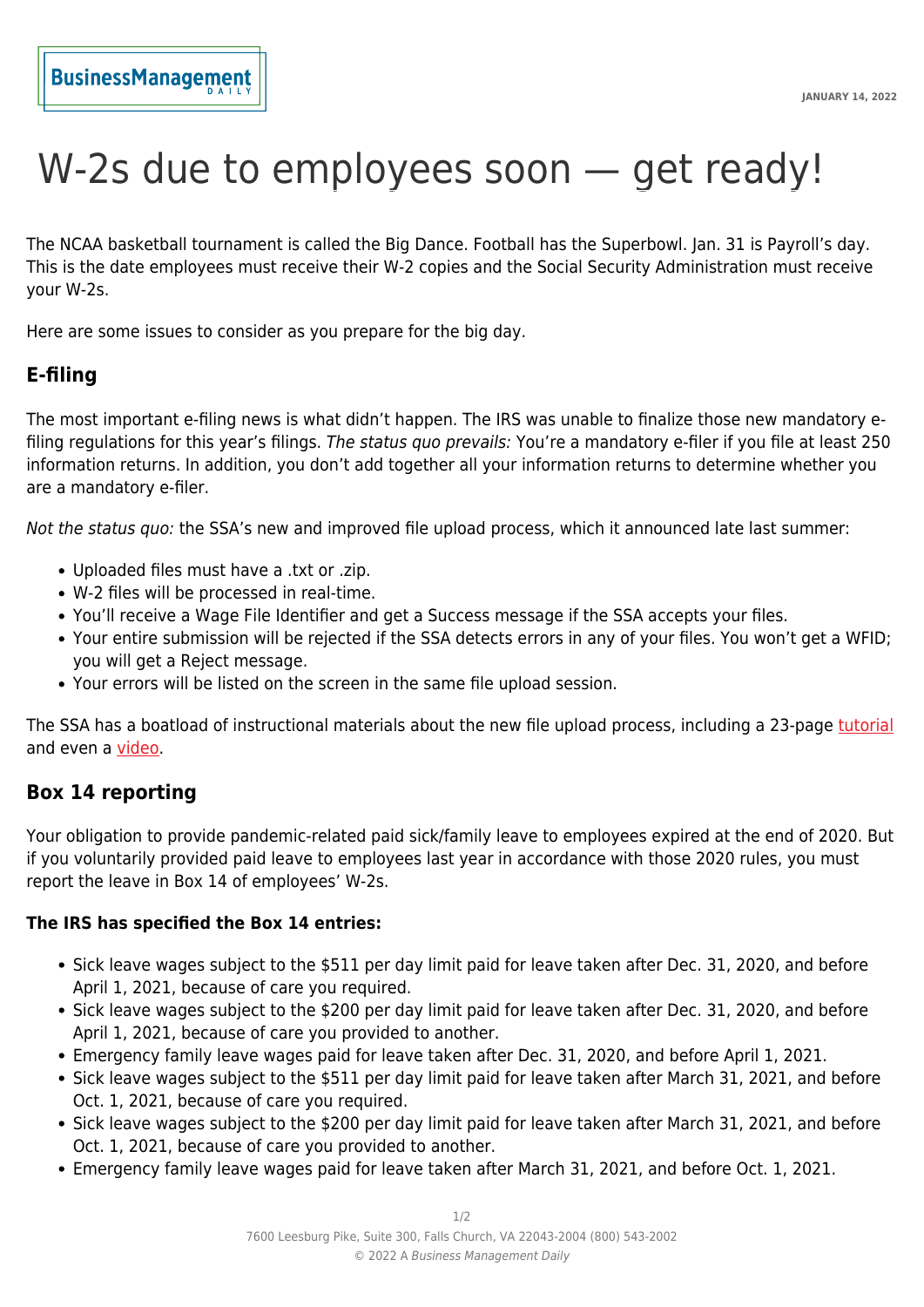# W-2s due to employees soon — get ready!

The NCAA basketball tournament is called the Big Dance. Football has the Superbowl. Jan. 31 is Payroll's day. This is the date employees must receive their W-2 copies and the Social Security Administration must receive your W-2s.

Here are some issues to consider as you prepare for the big day.

## E-filing

The most important e-filing news is what didn't happen. The IRS was unable to finalize those new mandatory e-filing regulations for this year's filings. *The status quo prevails:* You're a mandatory e-filer if you file at least 250 information returns. In addition, you don't add together all your information returns to determine whether you are a mandatory e-filer.

*Not the status quo:* the SSA's new and improved file upload process, which it announced late last summer:

- Uploaded files must have a .txt or .zip.
- W-2 files will be processed in real-time.
- You'll receive a Wage File Identifier and get a Success message if the SSA accepts your files.
- Your entire submission will be rejected if the SSA detects errors in any of your files. You won't get a WFID; you will get a Reject message.
- Your errors will be listed on the screen in the same file upload session.

The SSA has a boatload of instructional materials about the new file upload process, including a 23-page tutorial and even a video.

## Box 14 reporting

Your obligation to provide pandemic-related paid sick/family leave to employees expired at the end of 2020. But if you voluntarily provided paid leave to employees last year in accordance with those 2020 rules, you must report the leave in Box 14 of employees' W-2s.

**The IRS has specified the Box 14 entries:**

- Sick leave wages subject to the $511 per day limit paid for leave taken after Dec. 31, 2020, and before April 1, 2021, because of care you required.
- Sick leave wages subject to the $200 per day limit paid for leave taken after Dec. 31, 2020, and before April 1, 2021, because of care you provided to another.
- Emergency family leave wages paid for leave taken after Dec. 31, 2020, and before April 1, 2021.
- Sick leave wages subject to the $511 per day limit paid for leave taken after March 31, 2021, and before Oct. 1, 2021, because of care you required.
- Sick leave wages subject to the $200 per day limit paid for leave taken after March 31, 2021, and before Oct. 1, 2021, because of care you provided to another.
- Emergency family leave wages paid for leave taken after March 31, 2021, and before Oct. 1, 2021.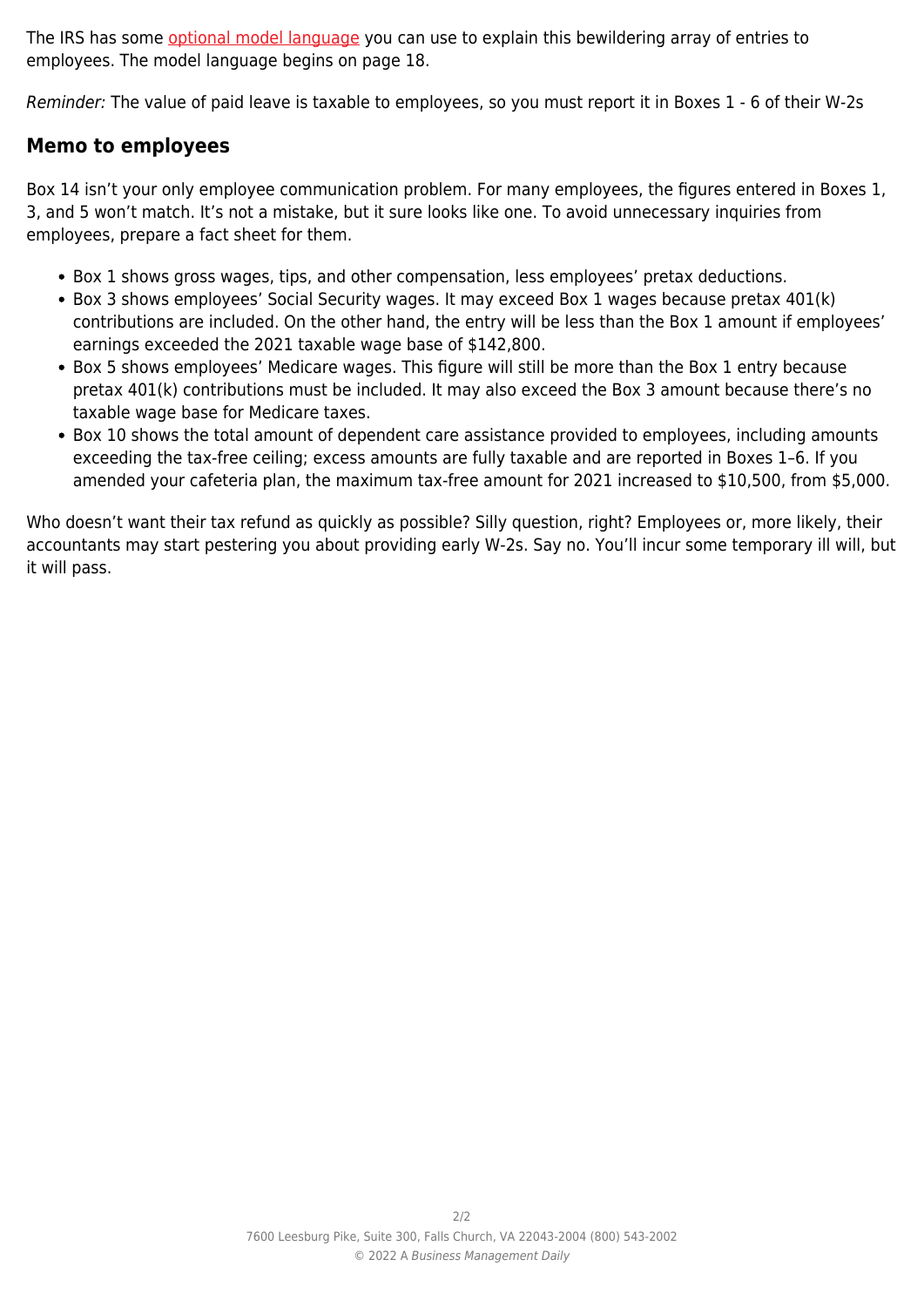The IRS has some optional model language you can use to explain this bewildering array of entries to employees. The model language begins on page 18.

*Reminder:* The value of paid leave is taxable to employees, so you must report it in Boxes 1 - 6 of their W-2s

## Memo to employees

Box 14 isn't your only employee communication problem. For many employees, the figures entered in Boxes 1, 3, and 5 won't match. It's not a mistake, but it sure looks like one. To avoid unnecessary inquiries from employees, prepare a fact sheet for them.

- Box 1 shows gross wages, tips, and other compensation, less employees' pretax deductions.
- Box 3 shows employees' Social Security wages. It may exceed Box 1 wages because pretax 401(k) contributions are included. On the other hand, the entry will be less than the Box 1 amount if employees' earnings exceeded the 2021 taxable wage base of $142,800.
- Box 5 shows employees' Medicare wages. This figure will still be more than the Box 1 entry because pretax 401(k) contributions must be included. It may also exceed the Box 3 amount because there's no taxable wage base for Medicare taxes.
- Box 10 shows the total amount of dependent care assistance provided to employees, including amounts exceeding the tax-free ceiling; excess amounts are fully taxable and are reported in Boxes 1–6. If you amended your cafeteria plan, the maximum tax-free amount for 2021 increased to $10,500, from $5,000.

Who doesn't want their tax refund as quickly as possible? Silly question, right? Employees or, more likely, their accountants may start pestering you about providing early W-2s. Say no. You'll incur some temporary ill will, but it will pass.